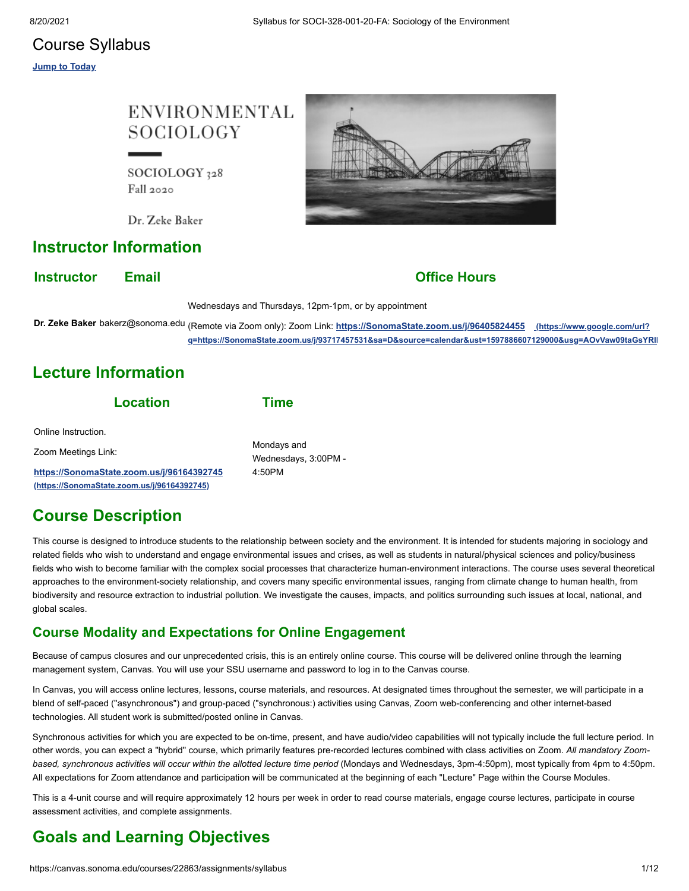# Course Syllabus

**Jump to Today**

ENVIRONMENTAL SOCIOLOGY

SOCIOLOGY 328
Fall 2020

Dr. Zeke Baker

## Instructor Information

| Instructor | Email | Office Hours |
| --- | --- | --- |
| **Dr. Zeke Baker** | bakerz@sonoma.edu | Wednesdays and Thursdays, 12pm-1pm, or by appointment<br>(Remote via Zoom only): Zoom Link: **https://SonomaState.zoom.us/j/96405824455** (https://www.google.com/url?q=https://SonomaState.zoom.us/j/93717457531&sa=D&source=calendar&ust=1597886607129000&usg=AOvVaw09taGsYRI |

## Lecture Information

| Location | Time |
| --- | --- |
| Online Instruction.<br>Zoom Meetings Link:<br>**https://SonomaState.zoom.us/j/96164392745** (https://SonomaState.zoom.us/j/96164392745) | Mondays and Wednesdays, 3:00PM - 4:50PM |

## Course Description

This course is designed to introduce students to the relationship between society and the environment. It is intended for students majoring in sociology and related fields who wish to understand and engage environmental issues and crises, as well as students in natural/physical sciences and policy/business fields who wish to become familiar with the complex social processes that characterize human-environment interactions. The course uses several theoretical approaches to the environment-society relationship, and covers many specific environmental issues, ranging from climate change to human health, from biodiversity and resource extraction to industrial pollution. We investigate the causes, impacts, and politics surrounding such issues at local, national, and global scales.

### Course Modality and Expectations for Online Engagement

Because of campus closures and our unprecedented crisis, this is an entirely online course. This course will be delivered online through the learning management system, Canvas. You will use your SSU username and password to log in to the Canvas course.

In Canvas, you will access online lectures, lessons, course materials, and resources. At designated times throughout the semester, we will participate in a blend of self-paced ("asynchronous") and group-paced ("synchronous:) activities using Canvas, Zoom web-conferencing and other internet-based technologies. All student work is submitted/posted online in Canvas.

Synchronous activities for which you are expected to be on-time, present, and have audio/video capabilities will not typically include the full lecture period. In other words, you can expect a "hybrid" course, which primarily features pre-recorded lectures combined with class activities on Zoom. *All mandatory Zoom-based, synchronous activities will occur within the allotted lecture time period* (Mondays and Wednesdays, 3pm-4:50pm), most typically from 4pm to 4:50pm. All expectations for Zoom attendance and participation will be communicated at the beginning of each "Lecture" Page within the Course Modules.

This is a 4-unit course and will require approximately 12 hours per week in order to read course materials, engage course lectures, participate in course assessment activities, and complete assignments.

## Goals and Learning Objectives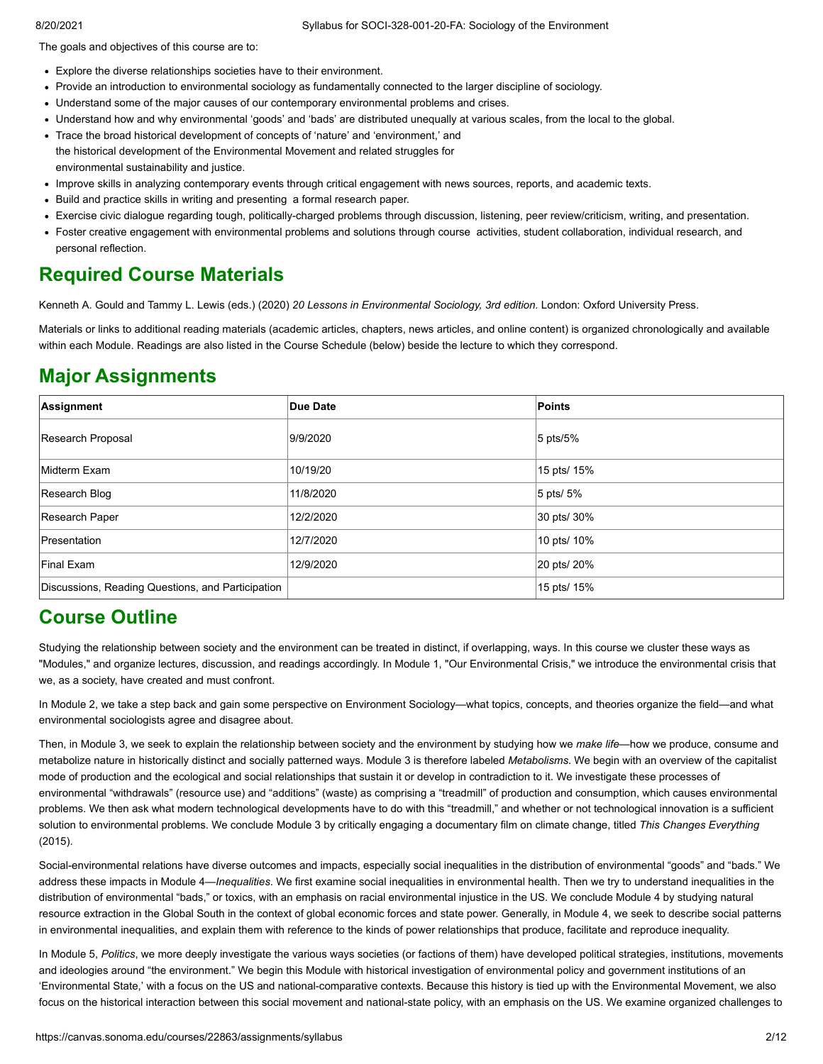The goals and objectives of this course are to:

- Explore the diverse relationships societies have to their environment.
- Provide an introduction to environmental sociology as fundamentally connected to the larger discipline of sociology.
- Understand some of the major causes of our contemporary environmental problems and crises.
- Understand how and why environmental 'goods' and 'bads' are distributed unequally at various scales, from the local to the global.
- Trace the broad historical development of concepts of 'nature' and 'environment,' and the historical development of the Environmental Movement and related struggles for environmental sustainability and justice.
- Improve skills in analyzing contemporary events through critical engagement with news sources, reports, and academic texts.
- Build and practice skills in writing and presenting a formal research paper.
- Exercise civic dialogue regarding tough, politically-charged problems through discussion, listening, peer review/criticism, writing, and presentation.
- Foster creative engagement with environmental problems and solutions through course activities, student collaboration, individual research, and personal reflection.

## Required Course Materials

Kenneth A. Gould and Tammy L. Lewis (eds.) (2020) *20 Lessons in Environmental Sociology, 3rd edition.* London: Oxford University Press.

Materials or links to additional reading materials (academic articles, chapters, news articles, and online content) is organized chronologically and available within each Module. Readings are also listed in the Course Schedule (below) beside the lecture to which they correspond.

## Major Assignments

| Assignment | Due Date | Points |
| --- | --- | --- |
| Research Proposal | 9/9/2020 | 5 pts/5% |
| Midterm Exam | 10/19/20 | 15 pts/ 15% |
| Research Blog | 11/8/2020 | 5 pts/ 5% |
| Research Paper | 12/2/2020 | 30 pts/ 30% |
| Presentation | 12/7/2020 | 10 pts/ 10% |
| Final Exam | 12/9/2020 | 20 pts/ 20% |
| Discussions, Reading Questions, and Participation | | 15 pts/ 15% |

## Course Outline

Studying the relationship between society and the environment can be treated in distinct, if overlapping, ways. In this course we cluster these ways as "Modules," and organize lectures, discussion, and readings accordingly. In Module 1, "Our Environmental Crisis," we introduce the environmental crisis that we, as a society, have created and must confront.

In Module 2, we take a step back and gain some perspective on Environment Sociology—what topics, concepts, and theories organize the field—and what environmental sociologists agree and disagree about.

Then, in Module 3, we seek to explain the relationship between society and the environment by studying how we *make life*—how we produce, consume and metabolize nature in historically distinct and socially patterned ways. Module 3 is therefore labeled *Metabolisms*. We begin with an overview of the capitalist mode of production and the ecological and social relationships that sustain it or develop in contradiction to it. We investigate these processes of environmental "withdrawals" (resource use) and "additions" (waste) as comprising a "treadmill" of production and consumption, which causes environmental problems. We then ask what modern technological developments have to do with this "treadmill," and whether or not technological innovation is a sufficient solution to environmental problems. We conclude Module 3 by critically engaging a documentary film on climate change, titled *This Changes Everything* (2015).

Social-environmental relations have diverse outcomes and impacts, especially social inequalities in the distribution of environmental "goods" and "bads." We address these impacts in Module 4—*Inequalities*. We first examine social inequalities in environmental health. Then we try to understand inequalities in the distribution of environmental "bads," or toxics, with an emphasis on racial environmental injustice in the US. We conclude Module 4 by studying natural resource extraction in the Global South in the context of global economic forces and state power. Generally, in Module 4, we seek to describe social patterns in environmental inequalities, and explain them with reference to the kinds of power relationships that produce, facilitate and reproduce inequality.

In Module 5, *Politics*, we more deeply investigate the various ways societies (or factions of them) have developed political strategies, institutions, movements and ideologies around "the environment." We begin this Module with historical investigation of environmental policy and government institutions of an 'Environmental State,' with a focus on the US and national-comparative contexts. Because this history is tied up with the Environmental Movement, we also focus on the historical interaction between this social movement and national-state policy, with an emphasis on the US. We examine organized challenges to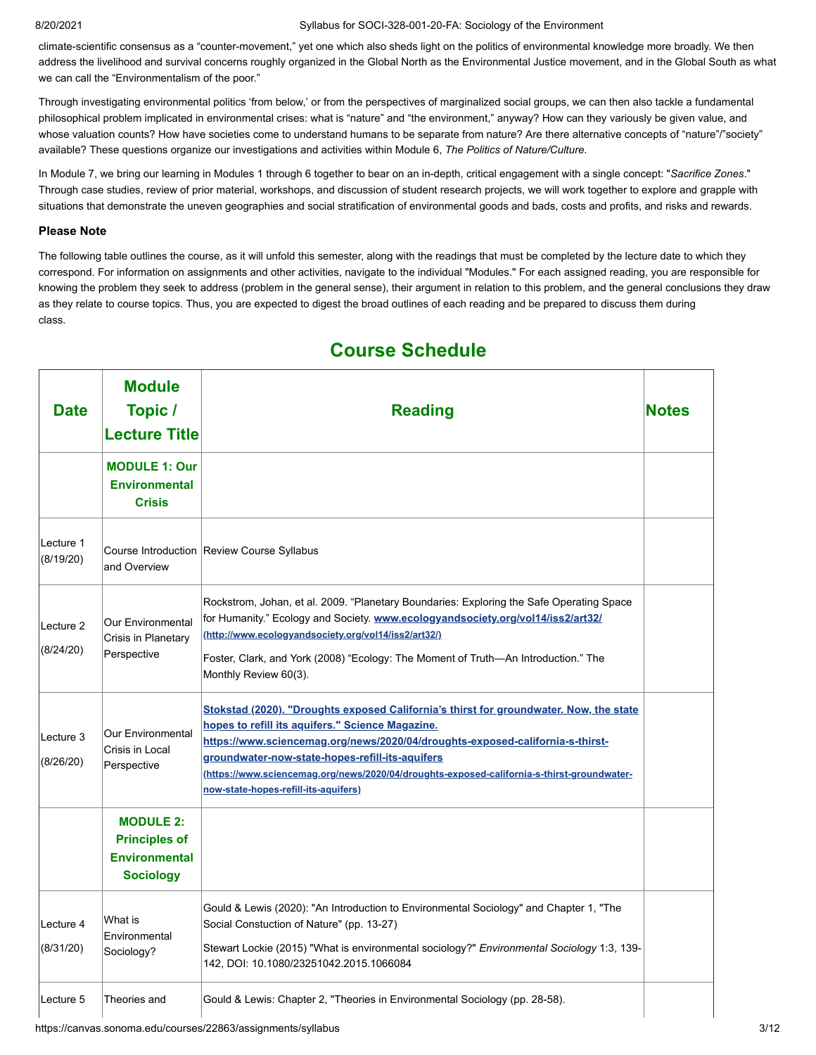climate-scientific consensus as a "counter-movement," yet one which also sheds light on the politics of environmental knowledge more broadly. We then address the livelihood and survival concerns roughly organized in the Global North as the Environmental Justice movement, and in the Global South as what we can call the "Environmentalism of the poor."

Through investigating environmental politics 'from below,' or from the perspectives of marginalized social groups, we can then also tackle a fundamental philosophical problem implicated in environmental crises: what is "nature" and "the environment," anyway? How can they variously be given value, and whose valuation counts? How have societies come to understand humans to be separate from nature? Are there alternative concepts of "nature"/"society" available? These questions organize our investigations and activities within Module 6, *The Politics of Nature/Culture*.

In Module 7, we bring our learning in Modules 1 through 6 together to bear on an in-depth, critical engagement with a single concept: "*Sacrifice Zones*." Through case studies, review of prior material, workshops, and discussion of student research projects, we will work together to explore and grapple with situations that demonstrate the uneven geographies and social stratification of environmental goods and bads, costs and profits, and risks and rewards.

**Please Note**

The following table outlines the course, as it will unfold this semester, along with the readings that must be completed by the lecture date to which they correspond. For information on assignments and other activities, navigate to the individual "Modules." For each assigned reading, you are responsible for knowing the problem they seek to address (problem in the general sense), their argument in relation to this problem, and the general conclusions they draw as they relate to course topics. Thus, you are expected to digest the broad outlines of each reading and be prepared to discuss them during class.

## Course Schedule

| Date | Module Topic / Lecture Title | Reading | Notes |
|---|---|---|---|
| | **MODULE 1: Our Environmental Crisis** | | |
| Lecture 1 (8/19/20) | Course Introduction and Overview | Review Course Syllabus | |
| Lecture 2 (8/24/20) | Our Environmental Crisis in Planetary Perspective | Rockstrom, Johan, et al. 2009. "Planetary Boundaries: Exploring the Safe Operating Space for Humanity." Ecology and Society. www.ecologyandsociety.org/vol14/iss2/art32/ (http://www.ecologyandsociety.org/vol14/iss2/art32/)<br><br>Foster, Clark, and York (2008) "Ecology: The Moment of Truth—An Introduction." The Monthly Review 60(3). | |
| Lecture 3 (8/26/20) | Our Environmental Crisis in Local Perspective | Stokstad (2020). "Droughts exposed California's thirst for groundwater. Now, the state hopes to refill its aquifers." Science Magazine. https://www.sciencemag.org/news/2020/04/droughts-exposed-california-s-thirst-groundwater-now-state-hopes-refill-its-aquifers (https://www.sciencemag.org/news/2020/04/droughts-exposed-california-s-thirst-groundwater-now-state-hopes-refill-its-aquifers) | |
| | **MODULE 2: Principles of Environmental Sociology** | | |
| Lecture 4 (8/31/20) | What is Environmental Sociology? | Gould & Lewis (2020): "An Introduction to Environmental Sociology" and Chapter 1, "The Social Constuction of Nature" (pp. 13-27)<br><br>Stewart Lockie (2015) "What is environmental sociology?" *Environmental Sociology* 1:3, 139-142, DOI: 10.1080/23251042.2015.1066084 | |
| Lecture 5 | Theories and | Gould & Lewis: Chapter 2, "Theories in Environmental Sociology (pp. 28-58). | |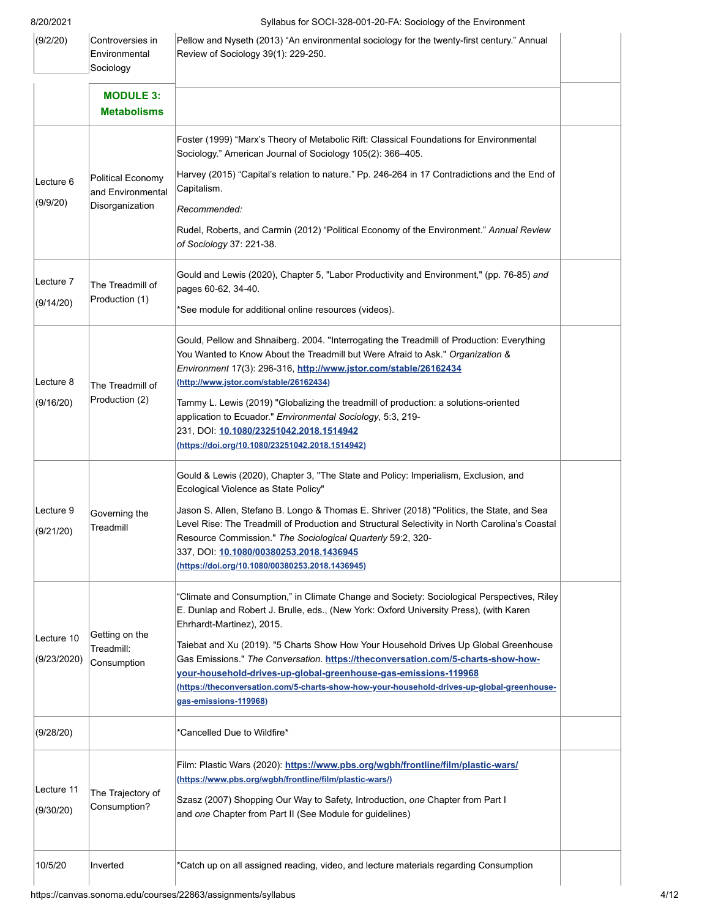| | | | |
|---|---|---|---|
| (9/2/20) | Controversies in Environmental Sociology | Pellow and Nyseth (2013) "An environmental sociology for the twenty-first century." Annual Review of Sociology 39(1): 229-250. | |
| | **MODULE 3: Metabolisms** | | |
| Lecture 6 (9/9/20) | Political Economy and Environmental Disorganization | Foster (1999) "Marx's Theory of Metabolic Rift: Classical Foundations for Environmental Sociology." American Journal of Sociology 105(2): 366–405.<br><br>Harvey (2015) "Capital's relation to nature." Pp. 246-264 in 17 Contradictions and the End of Capitalism.<br><br>*Recommended:*<br><br>Rudel, Roberts, and Carmin (2012) "Political Economy of the Environment." *Annual Review of Sociology* 37: 221-38. | |
| Lecture 7 (9/14/20) | The Treadmill of Production (1) | Gould and Lewis (2020), Chapter 5, "Labor Productivity and Environment," (pp. 76-85) *and* pages 60-62, 34-40.<br><br>*See module for additional online resources (videos). | |
| Lecture 8 (9/16/20) | The Treadmill of Production (2) | Gould, Pellow and Shnaiberg. 2004. "Interrogating the Treadmill of Production: Everything You Wanted to Know About the Treadmill but Were Afraid to Ask." *Organization & Environment* 17(3): 296-316, **http://www.jstor.com/stable/26162434** (http://www.jstor.com/stable/26162434)<br><br>Tammy L. Lewis (2019) "Globalizing the treadmill of production: a solutions-oriented application to Ecuador." *Environmental Sociology*, 5:3, 219-231, DOI: **10.1080/23251042.2018.1514942** (https://doi.org/10.1080/23251042.2018.1514942) | |
| Lecture 9 (9/21/20) | Governing the Treadmill | Gould & Lewis (2020), Chapter 3, "The State and Policy: Imperialism, Exclusion, and Ecological Violence as State Policy"<br><br>Jason S. Allen, Stefano B. Longo & Thomas E. Shriver (2018) "Politics, the State, and Sea Level Rise: The Treadmill of Production and Structural Selectivity in North Carolina's Coastal Resource Commission." *The Sociological Quarterly* 59:2, 320-337, DOI: **10.1080/00380253.2018.1436945** (https://doi.org/10.1080/00380253.2018.1436945) | |
| Lecture 10 (9/23/2020) | Getting on the Treadmill: Consumption | "Climate and Consumption," in Climate Change and Society: Sociological Perspectives, Riley E. Dunlap and Robert J. Brulle, eds., (New York: Oxford University Press), (with Karen Ehrhardt-Martinez), 2015.<br><br>Taiebat and Xu (2019). "5 Charts Show How Your Household Drives Up Global Greenhouse Gas Emissions." *The Conversation.* **https://theconversation.com/5-charts-show-how-your-household-drives-up-global-greenhouse-gas-emissions-119968** (https://theconversation.com/5-charts-show-how-your-household-drives-up-global-greenhouse-gas-emissions-119968) | |
| (9/28/20) | | *Cancelled Due to Wildfire* | |
| Lecture 11 (9/30/20) | The Trajectory of Consumption? | Film: Plastic Wars (2020): **https://www.pbs.org/wgbh/frontline/film/plastic-wars/** (https://www.pbs.org/wgbh/frontline/film/plastic-wars/)<br><br>Szasz (2007) Shopping Our Way to Safety, Introduction, *one* Chapter from Part I and *one* Chapter from Part II (See Module for guidelines) | |
| 10/5/20 | Inverted | *Catch up on all assigned reading, video, and lecture materials regarding Consumption | |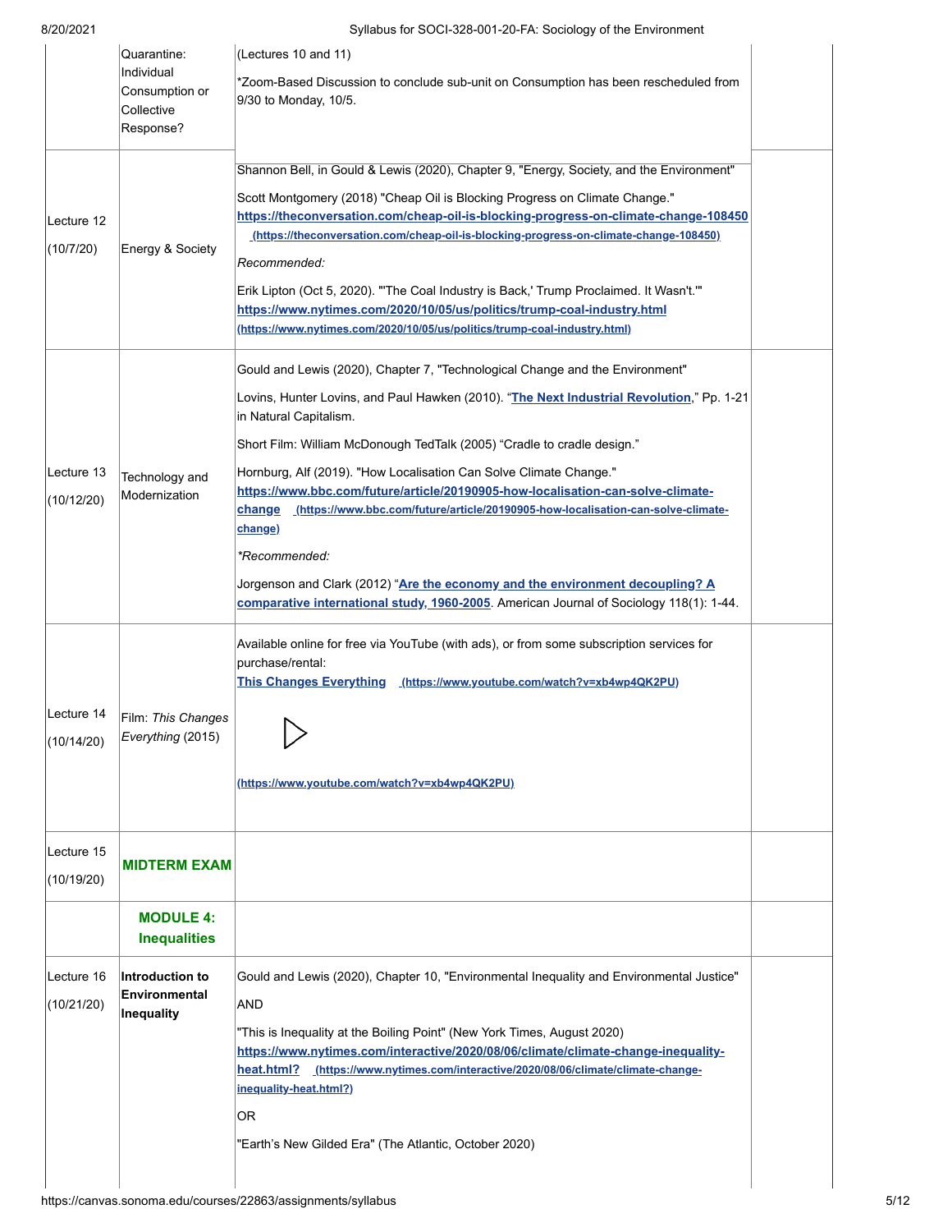| | | | |
|---|---|---|---|
| | Quarantine: Individual Consumption or Collective Response? | (Lectures 10 and 11)<br><br>*Zoom-Based Discussion to conclude sub-unit on Consumption has been rescheduled from 9/30 to Monday, 10/5. | |
| Lecture 12<br><br>(10/7/20) | Energy & Society | Shannon Bell, in Gould & Lewis (2020), Chapter 9, "Energy, Society, and the Environment"<br><br>Scott Montgomery (2018) "Cheap Oil is Blocking Progress on Climate Change." **https://theconversation.com/cheap-oil-is-blocking-progress-on-climate-change-108450** (https://theconversation.com/cheap-oil-is-blocking-progress-on-climate-change-108450)<br><br>*Recommended:*<br><br>Erik Lipton (Oct 5, 2020). "'The Coal Industry is Back,' Trump Proclaimed. It Wasn't.'" **https://www.nytimes.com/2020/10/05/us/politics/trump-coal-industry.html** (https://www.nytimes.com/2020/10/05/us/politics/trump-coal-industry.html) | |
| Lecture 13<br><br>(10/12/20) | Technology and Modernization | Gould and Lewis (2020), Chapter 7, "Technological Change and the Environment"<br><br>Lovins, Hunter Lovins, and Paul Hawken (2010). "**The Next Industrial Revolution**," Pp. 1-21 in Natural Capitalism.<br><br>Short Film: William McDonough TedTalk (2005) "Cradle to cradle design."<br><br>Hornburg, Alf (2019). "How Localisation Can Solve Climate Change." **https://www.bbc.com/future/article/20190905-how-localisation-can-solve-climate-change** (https://www.bbc.com/future/article/20190905-how-localisation-can-solve-climate-change)<br><br>**Recommended:*<br><br>Jorgenson and Clark (2012) "**Are the economy and the environment decoupling? A comparative international study, 1960-2005**. American Journal of Sociology 118(1): 1-44. | |
| Lecture 14<br><br>(10/14/20) | Film: *This Changes Everything* (2015) | Available online for free via YouTube (with ads), or from some subscription services for purchase/rental:<br>**This Changes Everything** (https://www.youtube.com/watch?v=xb4wp4QK2PU)<br><br>(https://www.youtube.com/watch?v=xb4wp4QK2PU) | |
| Lecture 15<br><br>(10/19/20) | **MIDTERM EXAM** | | |
| | **MODULE 4: Inequalities** | | |
| Lecture 16<br><br>(10/21/20) | **Introduction to Environmental Inequality** | Gould and Lewis (2020), Chapter 10, "Environmental Inequality and Environmental Justice"<br><br>AND<br><br>"This is Inequality at the Boiling Point" (New York Times, August 2020) **https://www.nytimes.com/interactive/2020/08/06/climate/climate-change-inequality-heat.html?** (https://www.nytimes.com/interactive/2020/08/06/climate/climate-change-inequality-heat.html?)<br><br>OR<br><br>"Earth's New Gilded Era" (The Atlantic, October 2020) | |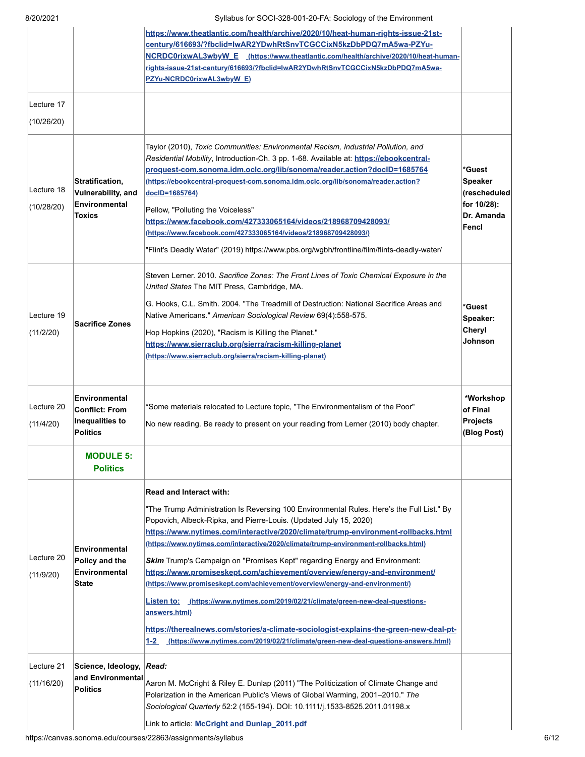| | | | |
|---|---|---|---|
| | | **https://www.theatlantic.com/health/archive/2020/10/heat-human-rights-issue-21st-century/616693/?fbclid=IwAR2YDwhRtSnvTCGCCixN5kzDbPDQ7mA5wa-PZYu-NCRDC0rixwAL3wbyW_E** (https://www.theatlantic.com/health/archive/2020/10/heat-human-rights-issue-21st-century/616693/?fbclid=IwAR2YDwhRtSnvTCGCCixN5kzDbPDQ7mA5wa-PZYu-NCRDC0rixwAL3wbyW_E) | |
| Lecture 17 (10/26/20) | | | |
| Lecture 18 (10/28/20) | **Stratification, Vulnerability, and Environmental Toxics** | Taylor (2010), *Toxic Communities: Environmental Racism, Industrial Pollution, and Residential Mobility*, Introduction-Ch. 3 pp. 1-68. Available at: **https://ebookcentral-proquest-com.sonoma.idm.oclc.org/lib/sonoma/reader.action?docID=1685764** (https://ebookcentral-proquest-com.sonoma.idm.oclc.org/lib/sonoma/reader.action?docID=1685764) <br><br> Pellow, "Polluting the Voiceless" **https://www.facebook.com/427333065164/videos/218968709428093/** (https://www.facebook.com/427333065164/videos/218968709428093/) <br><br> "Flint's Deadly Water" (2019) https://www.pbs.org/wgbh/frontline/film/flints-deadly-water/ | **\*Guest Speaker (rescheduled for 10/28): Dr. Amanda Fencl** |
| Lecture 19 (11/2/20) | **Sacrifice Zones** | Steven Lerner. 2010. *Sacrifice Zones: The Front Lines of Toxic Chemical Exposure in the United States* The MIT Press, Cambridge, MA. <br><br> G. Hooks, C.L. Smith. 2004. "The Treadmill of Destruction: National Sacrifice Areas and Native Americans." *American Sociological Review* 69(4):558-575. <br><br> Hop Hopkins (2020), "Racism is Killing the Planet." **https://www.sierraclub.org/sierra/racism-killing-planet** (https://www.sierraclub.org/sierra/racism-killing-planet) | **\*Guest Speaker: Cheryl Johnson** |
| Lecture 20 (11/4/20) | **Environmental Conflict: From Inequalities to Politics** | \*Some materials relocated to Lecture topic, "The Environmentalism of the Poor" <br><br> No new reading. Be ready to present on your reading from Lerner (2010) body chapter. | **\*Workshop of Final Projects (Blog Post)** |
| | **MODULE 5: Politics** | | |
| Lecture 20 (11/9/20) | **Environmental Policy and the Environmental State** | **Read and Interact with:** <br><br> "The Trump Administration Is Reversing 100 Environmental Rules. Here's the Full List." By Popovich, Albeck-Ripka, and Pierre-Louis. (Updated July 15, 2020) **https://www.nytimes.com/interactive/2020/climate/trump-environment-rollbacks.html** (https://www.nytimes.com/interactive/2020/climate/trump-environment-rollbacks.html) <br><br> ***Skim*** Trump's Campaign on "Promises Kept" regarding Energy and Environment: **https://www.promiseskept.com/achievement/overview/energy-and-environment/** (https://www.promiseskept.com/achievement/overview/energy-and-environment/) <br><br> **Listen to:** (https://www.nytimes.com/2019/02/21/climate/green-new-deal-questions-answers.html) <br><br> **https://therealnews.com/stories/a-climate-sociologist-explains-the-green-new-deal-pt-1-2** (https://www.nytimes.com/2019/02/21/climate/green-new-deal-questions-answers.html) | |
| Lecture 21 (11/16/20) | **Science, Ideology, and Environmental Politics** | ***Read:*** <br><br> Aaron M. McCright & Riley E. Dunlap (2011) "The Politicization of Climate Change and Polarization in the American Public's Views of Global Warming, 2001–2010." *The Sociological Quarterly* 52:2 (155-194). DOI: 10.1111/j.1533-8525.2011.01198.x <br><br> Link to article: **McCright and Dunlap_2011.pdf** | |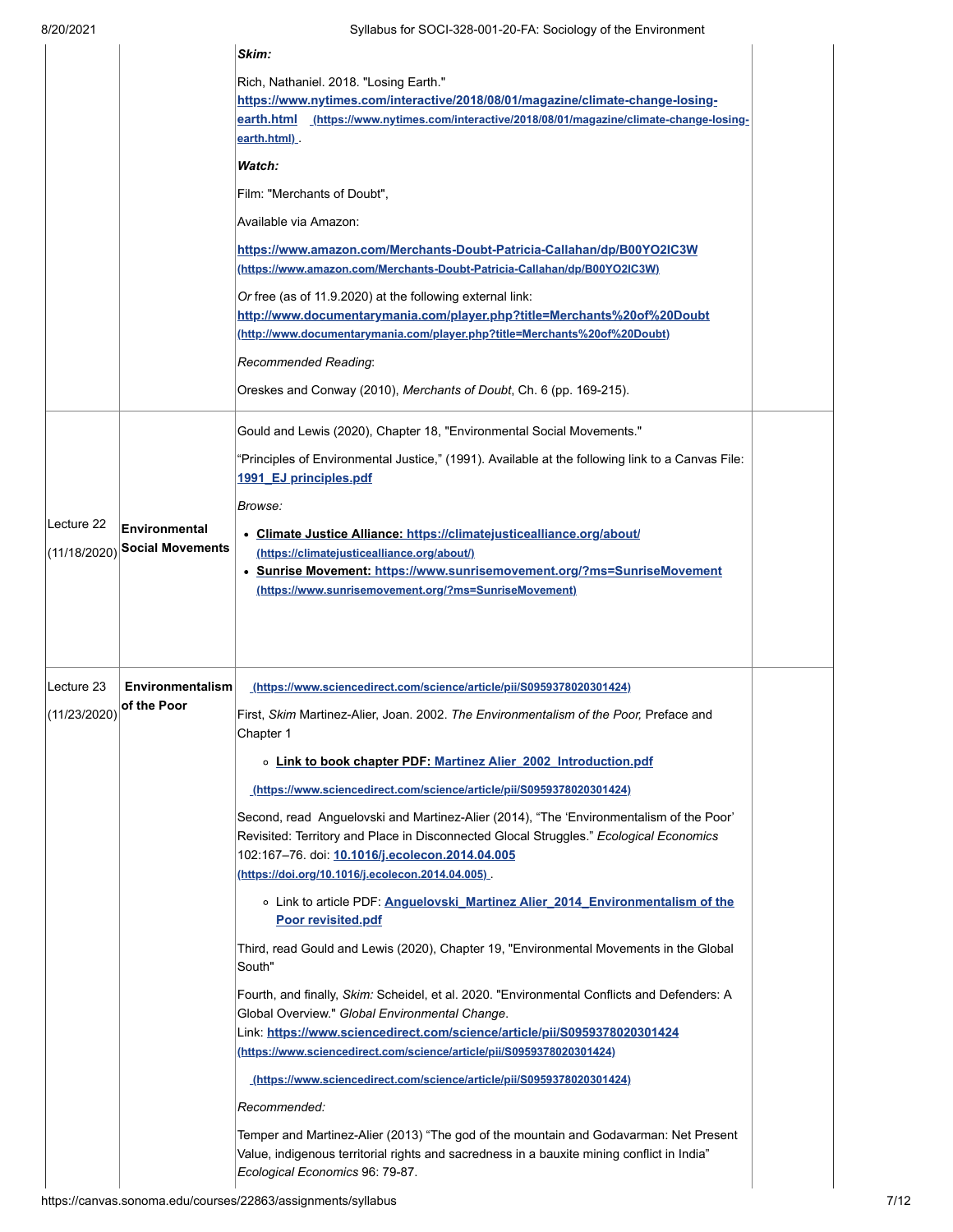| | | | |
|---|---|---|---|
| | | ***Skim:*** <br><br> Rich, Nathaniel. 2018. "Losing Earth." **https://www.nytimes.com/interactive/2018/08/01/magazine/climate-change-losing-earth.html** (https://www.nytimes.com/interactive/2018/08/01/magazine/climate-change-losing-earth.html) . <br><br> ***Watch:*** <br><br> Film: "Merchants of Doubt", <br><br> Available via Amazon: <br><br> **https://www.amazon.com/Merchants-Doubt-Patricia-Callahan/dp/B00YO2IC3W** (https://www.amazon.com/Merchants-Doubt-Patricia-Callahan/dp/B00YO2IC3W) <br><br> *Or* free (as of 11.9.2020) at the following external link: **http://www.documentarymania.com/player.php?title=Merchants%20of%20Doubt** (http://www.documentarymania.com/player.php?title=Merchants%20of%20Doubt) <br><br> *Recommended Reading*: <br><br> Oreskes and Conway (2010), *Merchants of Doubt*, Ch. 6 (pp. 169-215). | |
| Lecture 22 (11/18/2020) | **Environmental Social Movements** | Gould and Lewis (2020), Chapter 18, "Environmental Social Movements." <br><br> "Principles of Environmental Justice," (1991). Available at the following link to a Canvas File: **1991_EJ principles.pdf** <br><br> *Browse:* <br><br> • **Climate Justice Alliance: https://climatejusticealliance.org/about/** (https://climatejusticealliance.org/about/) <br> • **Sunrise Movement: https://www.sunrisemovement.org/?ms=SunriseMovement** (https://www.sunrisemovement.org/?ms=SunriseMovement) | |
| Lecture 23 (11/23/2020) | **Environmentalism of the Poor** | (https://www.sciencedirect.com/science/article/pii/S0959378020301424) <br><br> First, *Skim* Martinez-Alier, Joan. 2002. *The Environmentalism of the Poor,* Preface and Chapter 1 <br><br> ◦ **Link to book chapter PDF: Martinez Alier_2002_Introduction.pdf** <br><br> (https://www.sciencedirect.com/science/article/pii/S0959378020301424) <br><br> Second, read Anguelovski and Martinez-Alier (2014), "The 'Environmentalism of the Poor' Revisited: Territory and Place in Disconnected Glocal Struggles." *Ecological Economics* 102:167–76. doi: **10.1016/j.ecolecon.2014.04.005** (https://doi.org/10.1016/j.ecolecon.2014.04.005) . <br><br> ◦ Link to article PDF: **Anguelovski_Martinez Alier_2014_Environmentalism of the Poor revisited.pdf** <br><br> Third, read Gould and Lewis (2020), Chapter 19, "Environmental Movements in the Global South" <br><br> Fourth, and finally, *Skim:* Scheidel, et al. 2020. "Environmental Conflicts and Defenders: A Global Overview." *Global Environmental Change*. Link: **https://www.sciencedirect.com/science/article/pii/S0959378020301424** (https://www.sciencedirect.com/science/article/pii/S0959378020301424) <br><br> (https://www.sciencedirect.com/science/article/pii/S0959378020301424) <br><br> *Recommended:* <br><br> Temper and Martinez-Alier (2013) "The god of the mountain and Godavarman: Net Present Value, indigenous territorial rights and sacredness in a bauxite mining conflict in India" *Ecological Economics* 96: 79-87. | |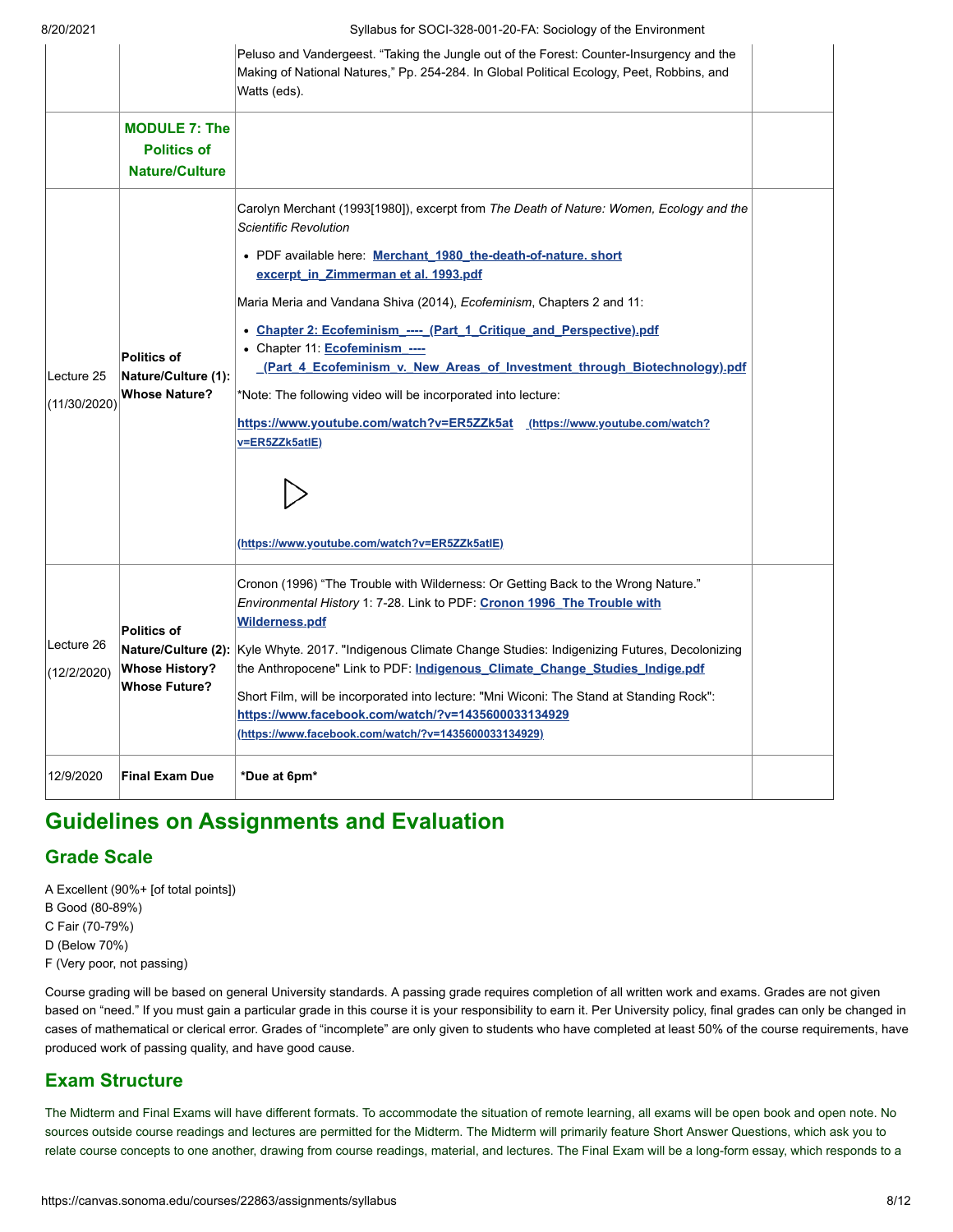| | | | |
|---|---|---|---|
| | | Peluso and Vandergeest. "Taking the Jungle out of the Forest: Counter-Insurgency and the Making of National Natures," Pp. 254-284. In Global Political Ecology, Peet, Robbins, and Watts (eds). | |
| | **MODULE 7: The Politics of Nature/Culture** | | |
| Lecture 25 (11/30/2020) | **Politics of Nature/Culture (1): Whose Nature?** | Carolyn Merchant (1993[1980]), excerpt from *The Death of Nature: Women, Ecology and the Scientific Revolution*<br>• PDF available here: **Merchant_1980_the-death-of-nature. short excerpt_in_Zimmerman et al. 1993.pdf**<br>Maria Meria and Vandana Shiva (2014), *Ecofeminism*, Chapters 2 and 11:<br>• **Chapter 2: Ecofeminism_----_(Part_1_Critique_and_Perspective).pdf**<br>• Chapter 11: **Ecofeminism_----_(Part_4_Ecofeminism_v._New_Areas_of_Investment_through_Biotechnology).pdf**<br>*Note: The following video will be incorporated into lecture:<br>**https://www.youtube.com/watch?v=ER5ZZk5at (https://www.youtube.com/watch?v=ER5ZZk5atlE)**<br>**(https://www.youtube.com/watch?v=ER5ZZk5atlE)** | |
| Lecture 26 (12/2/2020) | **Politics of Nature/Culture (2): Whose History? Whose Future?** | Cronon (1996) "The Trouble with Wilderness: Or Getting Back to the Wrong Nature." *Environmental History* 1: 7-28. Link to PDF: **Cronon 1996_The Trouble with Wilderness.pdf**<br>Kyle Whyte. 2017. "Indigenous Climate Change Studies: Indigenizing Futures, Decolonizing the Anthropocene" Link to PDF: **Indigenous_Climate_Change_Studies_Indige.pdf**<br>Short Film, will be incorporated into lecture: "Mni Wiconi: The Stand at Standing Rock": **https://www.facebook.com/watch/?v=1435600033134929 (https://www.facebook.com/watch/?v=1435600033134929)** | |
| 12/9/2020 | **Final Exam Due** | ***Due at 6pm*** | |

# Guidelines on Assignments and Evaluation

## Grade Scale

A Excellent (90%+ [of total points])
B Good (80-89%)
C Fair (70-79%)
D (Below 70%)
F (Very poor, not passing)

Course grading will be based on general University standards. A passing grade requires completion of all written work and exams. Grades are not given based on "need." If you must gain a particular grade in this course it is your responsibility to earn it. Per University policy, final grades can only be changed in cases of mathematical or clerical error. Grades of "incomplete" are only given to students who have completed at least 50% of the course requirements, have produced work of passing quality, and have good cause.

## Exam Structure

The Midterm and Final Exams will have different formats. To accommodate the situation of remote learning, all exams will be open book and open note. No sources outside course readings and lectures are permitted for the Midterm. The Midterm will primarily feature Short Answer Questions, which ask you to relate course concepts to one another, drawing from course readings, material, and lectures. The Final Exam will be a long-form essay, which responds to a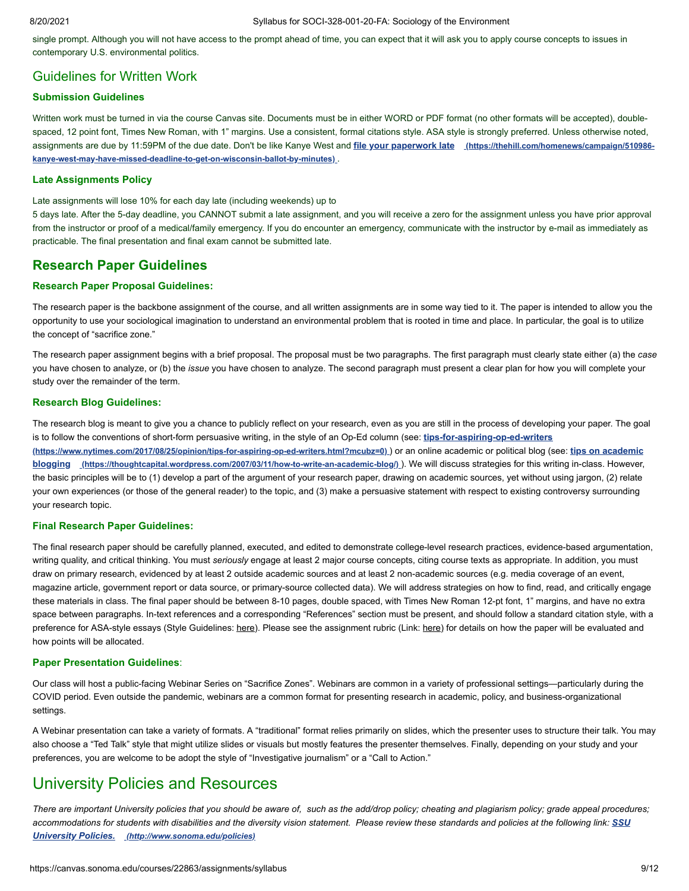single prompt. Although you will not have access to the prompt ahead of time, you can expect that it will ask you to apply course concepts to issues in contemporary U.S. environmental politics.

## Guidelines for Written Work

### Submission Guidelines

Written work must be turned in via the course Canvas site. Documents must be in either WORD or PDF format (no other formats will be accepted), double-spaced, 12 point font, Times New Roman, with 1" margins. Use a consistent, formal citations style. ASA style is strongly preferred. Unless otherwise noted, assignments are due by 11:59PM of the due date. Don't be like Kanye West and **[file your paperwork late](https://thehill.com/homenews/campaign/510986-kanye-west-may-have-missed-deadline-to-get-on-wisconsin-ballot-by-minutes)** (https://thehill.com/homenews/campaign/510986-kanye-west-may-have-missed-deadline-to-get-on-wisconsin-ballot-by-minutes) .

### Late Assignments Policy

Late assignments will lose 10% for each day late (including weekends) up to
5 days late. After the 5-day deadline, you CANNOT submit a late assignment, and you will receive a zero for the assignment unless you have prior approval from the instructor or proof of a medical/family emergency. If you do encounter an emergency, communicate with the instructor by e-mail as immediately as practicable. The final presentation and final exam cannot be submitted late.

## Research Paper Guidelines

### Research Paper Proposal Guidelines:

The research paper is the backbone assignment of the course, and all written assignments are in some way tied to it. The paper is intended to allow you the opportunity to use your sociological imagination to understand an environmental problem that is rooted in time and place. In particular, the goal is to utilize the concept of "sacrifice zone."

The research paper assignment begins with a brief proposal. The proposal must be two paragraphs. The first paragraph must clearly state either (a) the *case* you have chosen to analyze, or (b) the *issue* you have chosen to analyze. The second paragraph must present a clear plan for how you will complete your study over the remainder of the term.

### Research Blog Guidelines:

The research blog is meant to give you a chance to publicly reflect on your research, even as you are still in the process of developing your paper. The goal is to follow the conventions of short-form persuasive writing, in the style of an Op-Ed column (see: **[tips-for-aspiring-op-ed-writers](https://www.nytimes.com/2017/08/25/opinion/tips-for-aspiring-op-ed-writers.html?mcubz=0)** (https://www.nytimes.com/2017/08/25/opinion/tips-for-aspiring-op-ed-writers.html?mcubz=0) ) or an online academic or political blog (see: **[tips on academic blogging](https://thoughtcapital.wordpress.com/2007/03/11/how-to-write-an-academic-blog/)** (https://thoughtcapital.wordpress.com/2007/03/11/how-to-write-an-academic-blog/) ). We will discuss strategies for this writing in-class. However, the basic principles will be to (1) develop a part of the argument of your research paper, drawing on academic sources, yet without using jargon, (2) relate your own experiences (or those of the general reader) to the topic, and (3) make a persuasive statement with respect to existing controversy surrounding your research topic.

### Final Research Paper Guidelines:

The final research paper should be carefully planned, executed, and edited to demonstrate college-level research practices, evidence-based argumentation, writing quality, and critical thinking. You must *seriously* engage at least 2 major course concepts, citing course texts as appropriate. In addition, you must draw on primary research, evidenced by at least 2 outside academic sources and at least 2 non-academic sources (e.g. media coverage of an event, magazine article, government report or data source, or primary-source collected data). We will address strategies on how to find, read, and critically engage these materials in class. The final paper should be between 8-10 pages, double spaced, with Times New Roman 12-pt font, 1" margins, and have no extra space between paragraphs. In-text references and a corresponding "References" section must be present, and should follow a standard citation style, with a preference for ASA-style essays (Style Guidelines: here). Please see the assignment rubric (Link: here) for details on how the paper will be evaluated and how points will be allocated.

### Paper Presentation Guidelines:

Our class will host a public-facing Webinar Series on "Sacrifice Zones". Webinars are common in a variety of professional settings—particularly during the COVID period. Even outside the pandemic, webinars are a common format for presenting research in academic, policy, and business-organizational settings.

A Webinar presentation can take a variety of formats. A "traditional" format relies primarily on slides, which the presenter uses to structure their talk. You may also choose a "Ted Talk" style that might utilize slides or visuals but mostly features the presenter themselves. Finally, depending on your study and your preferences, you are welcome to be adopt the style of "Investigative journalism" or a "Call to Action."

# University Policies and Resources

*There are important University policies that you should be aware of, such as the add/drop policy; cheating and plagiarism policy; grade appeal procedures; accommodations for students with disabilities and the diversity vision statement. Please review these standards and policies at the following link:* ***[SSU University Policies.](http://www.sonoma.edu/policies)*** *(http://www.sonoma.edu/policies)*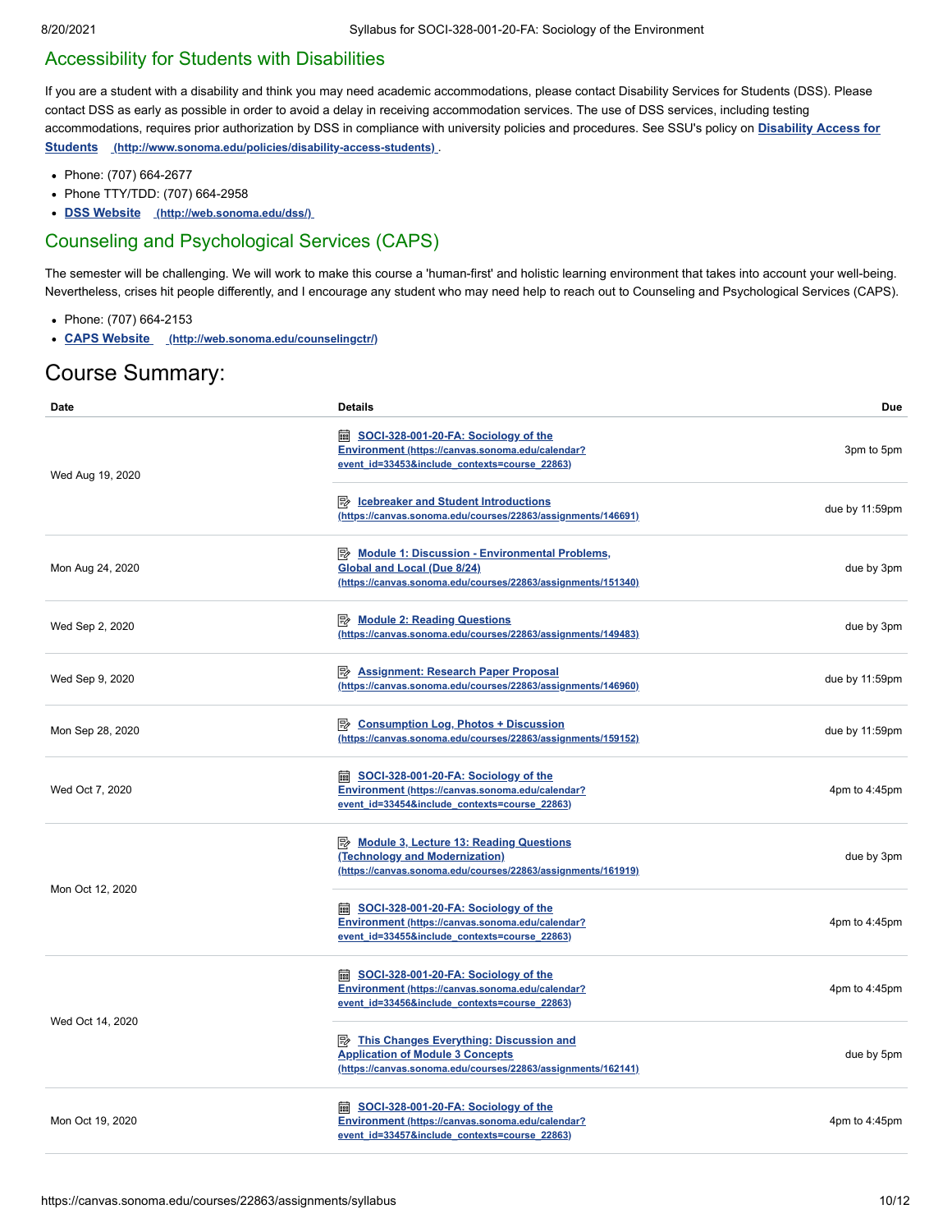## Accessibility for Students with Disabilities

If you are a student with a disability and think you may need academic accommodations, please contact Disability Services for Students (DSS). Please contact DSS as early as possible in order to avoid a delay in receiving accommodation services. The use of DSS services, including testing accommodations, requires prior authorization by DSS in compliance with university policies and procedures. See SSU's policy on **Disability Access for Students** (http://www.sonoma.edu/policies/disability-access-students).

- Phone: (707) 664-2677
- Phone TTY/TDD: (707) 664-2958
- **DSS Website** (http://web.sonoma.edu/dss/)

## Counseling and Psychological Services (CAPS)

The semester will be challenging. We will work to make this course a 'human-first' and holistic learning environment that takes into account your well-being. Nevertheless, crises hit people differently, and I encourage any student who may need help to reach out to Counseling and Psychological Services (CAPS).

- Phone: (707) 664-2153
- **CAPS Website** (http://web.sonoma.edu/counselingctr/)

# Course Summary:

| Date | Details | Due |
|---|---|---|
| Wed Aug 19, 2020 | SOCI-328-001-20-FA: Sociology of the Environment (https://canvas.sonoma.edu/calendar?event_id=33453&include_contexts=course_22863) | 3pm to 5pm |
| | Icebreaker and Student Introductions (https://canvas.sonoma.edu/courses/22863/assignments/146691) | due by 11:59pm |
| Mon Aug 24, 2020 | Module 1: Discussion - Environmental Problems, Global and Local (Due 8/24) (https://canvas.sonoma.edu/courses/22863/assignments/151340) | due by 3pm |
| Wed Sep 2, 2020 | Module 2: Reading Questions (https://canvas.sonoma.edu/courses/22863/assignments/149483) | due by 3pm |
| Wed Sep 9, 2020 | Assignment: Research Paper Proposal (https://canvas.sonoma.edu/courses/22863/assignments/146960) | due by 11:59pm |
| Mon Sep 28, 2020 | Consumption Log, Photos + Discussion (https://canvas.sonoma.edu/courses/22863/assignments/159152) | due by 11:59pm |
| Wed Oct 7, 2020 | SOCI-328-001-20-FA: Sociology of the Environment (https://canvas.sonoma.edu/calendar?event_id=33454&include_contexts=course_22863) | 4pm to 4:45pm |
| Mon Oct 12, 2020 | Module 3, Lecture 13: Reading Questions (Technology and Modernization) (https://canvas.sonoma.edu/courses/22863/assignments/161919) | due by 3pm |
| | SOCI-328-001-20-FA: Sociology of the Environment (https://canvas.sonoma.edu/calendar?event_id=33455&include_contexts=course_22863) | 4pm to 4:45pm |
| Wed Oct 14, 2020 | SOCI-328-001-20-FA: Sociology of the Environment (https://canvas.sonoma.edu/calendar?event_id=33456&include_contexts=course_22863) | 4pm to 4:45pm |
| | This Changes Everything: Discussion and Application of Module 3 Concepts (https://canvas.sonoma.edu/courses/22863/assignments/162141) | due by 5pm |
| Mon Oct 19, 2020 | SOCI-328-001-20-FA: Sociology of the Environment (https://canvas.sonoma.edu/calendar?event_id=33457&include_contexts=course_22863) | 4pm to 4:45pm |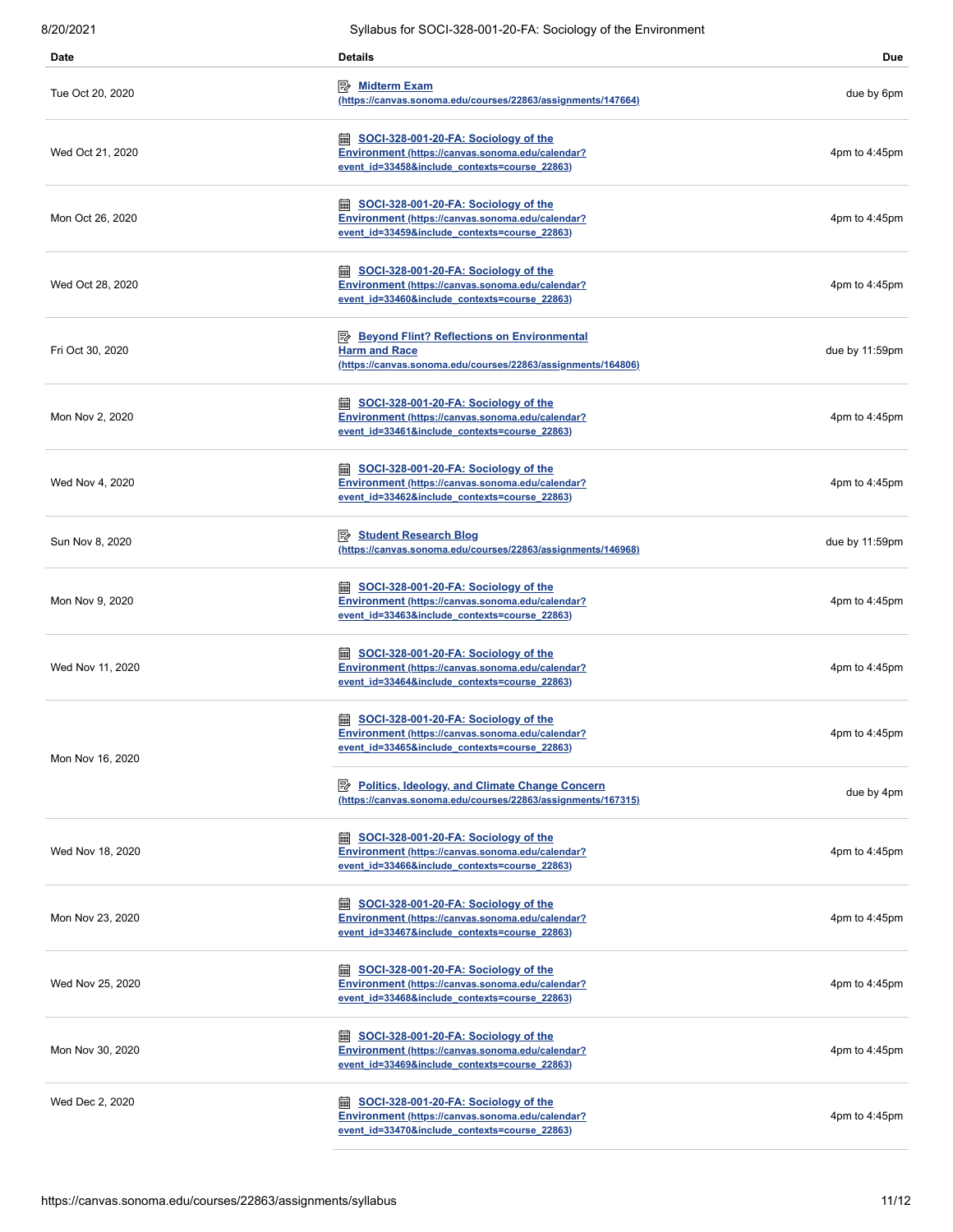| Date | Details | Due |
| --- | --- | --- |
| Tue Oct 20, 2020 | [Midterm Exam](https://canvas.sonoma.edu/courses/22863/assignments/147664) (https://canvas.sonoma.edu/courses/22863/assignments/147664) | due by 6pm |
| Wed Oct 21, 2020 | [SOCI-328-001-20-FA: Sociology of the Environment](https://canvas.sonoma.edu/calendar?event_id=33458&include_contexts=course_22863) (https://canvas.sonoma.edu/calendar?event_id=33458&include_contexts=course_22863) | 4pm to 4:45pm |
| Mon Oct 26, 2020 | [SOCI-328-001-20-FA: Sociology of the Environment](https://canvas.sonoma.edu/calendar?event_id=33459&include_contexts=course_22863) (https://canvas.sonoma.edu/calendar?event_id=33459&include_contexts=course_22863) | 4pm to 4:45pm |
| Wed Oct 28, 2020 | [SOCI-328-001-20-FA: Sociology of the Environment](https://canvas.sonoma.edu/calendar?event_id=33460&include_contexts=course_22863) (https://canvas.sonoma.edu/calendar?event_id=33460&include_contexts=course_22863) | 4pm to 4:45pm |
| Fri Oct 30, 2020 | [Beyond Flint? Reflections on Environmental Harm and Race](https://canvas.sonoma.edu/courses/22863/assignments/164806) (https://canvas.sonoma.edu/courses/22863/assignments/164806) | due by 11:59pm |
| Mon Nov 2, 2020 | [SOCI-328-001-20-FA: Sociology of the Environment](https://canvas.sonoma.edu/calendar?event_id=33461&include_contexts=course_22863) (https://canvas.sonoma.edu/calendar?event_id=33461&include_contexts=course_22863) | 4pm to 4:45pm |
| Wed Nov 4, 2020 | [SOCI-328-001-20-FA: Sociology of the Environment](https://canvas.sonoma.edu/calendar?event_id=33462&include_contexts=course_22863) (https://canvas.sonoma.edu/calendar?event_id=33462&include_contexts=course_22863) | 4pm to 4:45pm |
| Sun Nov 8, 2020 | [Student Research Blog](https://canvas.sonoma.edu/courses/22863/assignments/146968) (https://canvas.sonoma.edu/courses/22863/assignments/146968) | due by 11:59pm |
| Mon Nov 9, 2020 | [SOCI-328-001-20-FA: Sociology of the Environment](https://canvas.sonoma.edu/calendar?event_id=33463&include_contexts=course_22863) (https://canvas.sonoma.edu/calendar?event_id=33463&include_contexts=course_22863) | 4pm to 4:45pm |
| Wed Nov 11, 2020 | [SOCI-328-001-20-FA: Sociology of the Environment](https://canvas.sonoma.edu/calendar?event_id=33464&include_contexts=course_22863) (https://canvas.sonoma.edu/calendar?event_id=33464&include_contexts=course_22863) | 4pm to 4:45pm |
| Mon Nov 16, 2020 | [SOCI-328-001-20-FA: Sociology of the Environment](https://canvas.sonoma.edu/calendar?event_id=33465&include_contexts=course_22863) (https://canvas.sonoma.edu/calendar?event_id=33465&include_contexts=course_22863) | 4pm to 4:45pm |
| | [Politics, Ideology, and Climate Change Concern](https://canvas.sonoma.edu/courses/22863/assignments/167315) (https://canvas.sonoma.edu/courses/22863/assignments/167315) | due by 4pm |
| Wed Nov 18, 2020 | [SOCI-328-001-20-FA: Sociology of the Environment](https://canvas.sonoma.edu/calendar?event_id=33466&include_contexts=course_22863) (https://canvas.sonoma.edu/calendar?event_id=33466&include_contexts=course_22863) | 4pm to 4:45pm |
| Mon Nov 23, 2020 | [SOCI-328-001-20-FA: Sociology of the Environment](https://canvas.sonoma.edu/calendar?event_id=33467&include_contexts=course_22863) (https://canvas.sonoma.edu/calendar?event_id=33467&include_contexts=course_22863) | 4pm to 4:45pm |
| Wed Nov 25, 2020 | [SOCI-328-001-20-FA: Sociology of the Environment](https://canvas.sonoma.edu/calendar?event_id=33468&include_contexts=course_22863) (https://canvas.sonoma.edu/calendar?event_id=33468&include_contexts=course_22863) | 4pm to 4:45pm |
| Mon Nov 30, 2020 | [SOCI-328-001-20-FA: Sociology of the Environment](https://canvas.sonoma.edu/calendar?event_id=33469&include_contexts=course_22863) (https://canvas.sonoma.edu/calendar?event_id=33469&include_contexts=course_22863) | 4pm to 4:45pm |
| Wed Dec 2, 2020 | [SOCI-328-001-20-FA: Sociology of the Environment](https://canvas.sonoma.edu/calendar?event_id=33470&include_contexts=course_22863) (https://canvas.sonoma.edu/calendar?event_id=33470&include_contexts=course_22863) | 4pm to 4:45pm |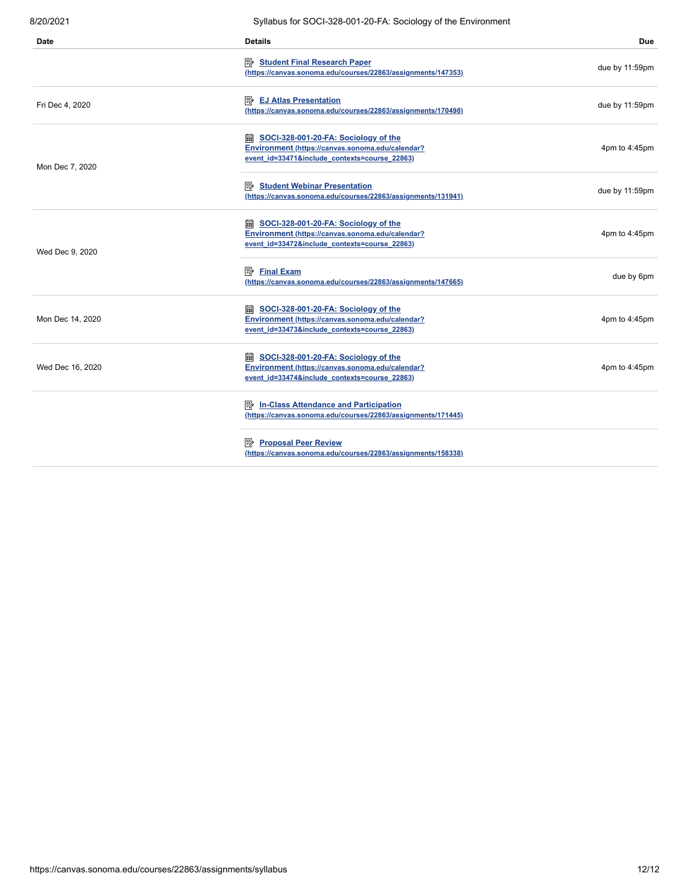| Date | Details | Due |
| --- | --- | --- |
| | [Student Final Research Paper](https://canvas.sonoma.edu/courses/22863/assignments/147353) (https://canvas.sonoma.edu/courses/22863/assignments/147353) | due by 11:59pm |
| Fri Dec 4, 2020 | [EJ Atlas Presentation](https://canvas.sonoma.edu/courses/22863/assignments/170498) (https://canvas.sonoma.edu/courses/22863/assignments/170498) | due by 11:59pm |
| Mon Dec 7, 2020 | [SOCI-328-001-20-FA: Sociology of the Environment](https://canvas.sonoma.edu/calendar?event_id=33471&include_contexts=course_22863) (https://canvas.sonoma.edu/calendar?event_id=33471&include_contexts=course_22863) | 4pm to 4:45pm |
| | [Student Webinar Presentation](https://canvas.sonoma.edu/courses/22863/assignments/131941) (https://canvas.sonoma.edu/courses/22863/assignments/131941) | due by 11:59pm |
| Wed Dec 9, 2020 | [SOCI-328-001-20-FA: Sociology of the Environment](https://canvas.sonoma.edu/calendar?event_id=33472&include_contexts=course_22863) (https://canvas.sonoma.edu/calendar?event_id=33472&include_contexts=course_22863) | 4pm to 4:45pm |
| | [Final Exam](https://canvas.sonoma.edu/courses/22863/assignments/147665) (https://canvas.sonoma.edu/courses/22863/assignments/147665) | due by 6pm |
| Mon Dec 14, 2020 | [SOCI-328-001-20-FA: Sociology of the Environment](https://canvas.sonoma.edu/calendar?event_id=33473&include_contexts=course_22863) (https://canvas.sonoma.edu/calendar?event_id=33473&include_contexts=course_22863) | 4pm to 4:45pm |
| Wed Dec 16, 2020 | [SOCI-328-001-20-FA: Sociology of the Environment](https://canvas.sonoma.edu/calendar?event_id=33474&include_contexts=course_22863) (https://canvas.sonoma.edu/calendar?event_id=33474&include_contexts=course_22863) | 4pm to 4:45pm |
| | [In-Class Attendance and Participation](https://canvas.sonoma.edu/courses/22863/assignments/171445) (https://canvas.sonoma.edu/courses/22863/assignments/171445) | |
| | [Proposal Peer Review](https://canvas.sonoma.edu/courses/22863/assignments/158338) (https://canvas.sonoma.edu/courses/22863/assignments/158338) | |